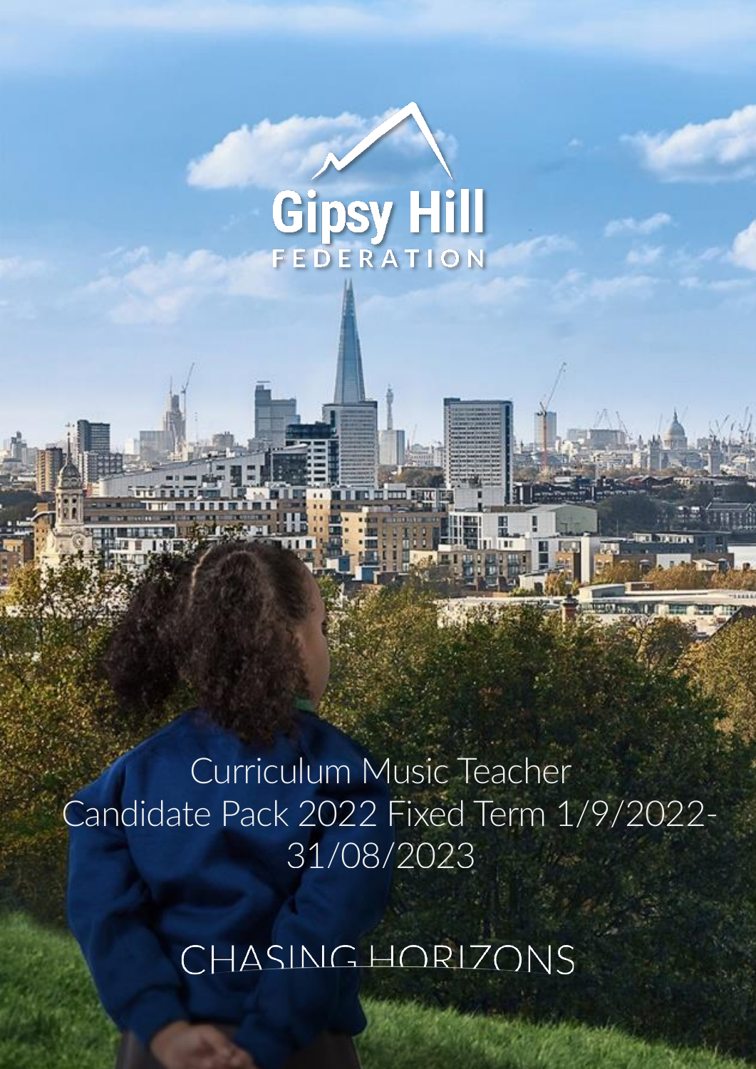# Gipsy Hill FEDERATION

## Curriculum Music Teacher Candidate Pack 2022 Fixed Term 1/9/2022-31/08/2023

CHASING HORIZONS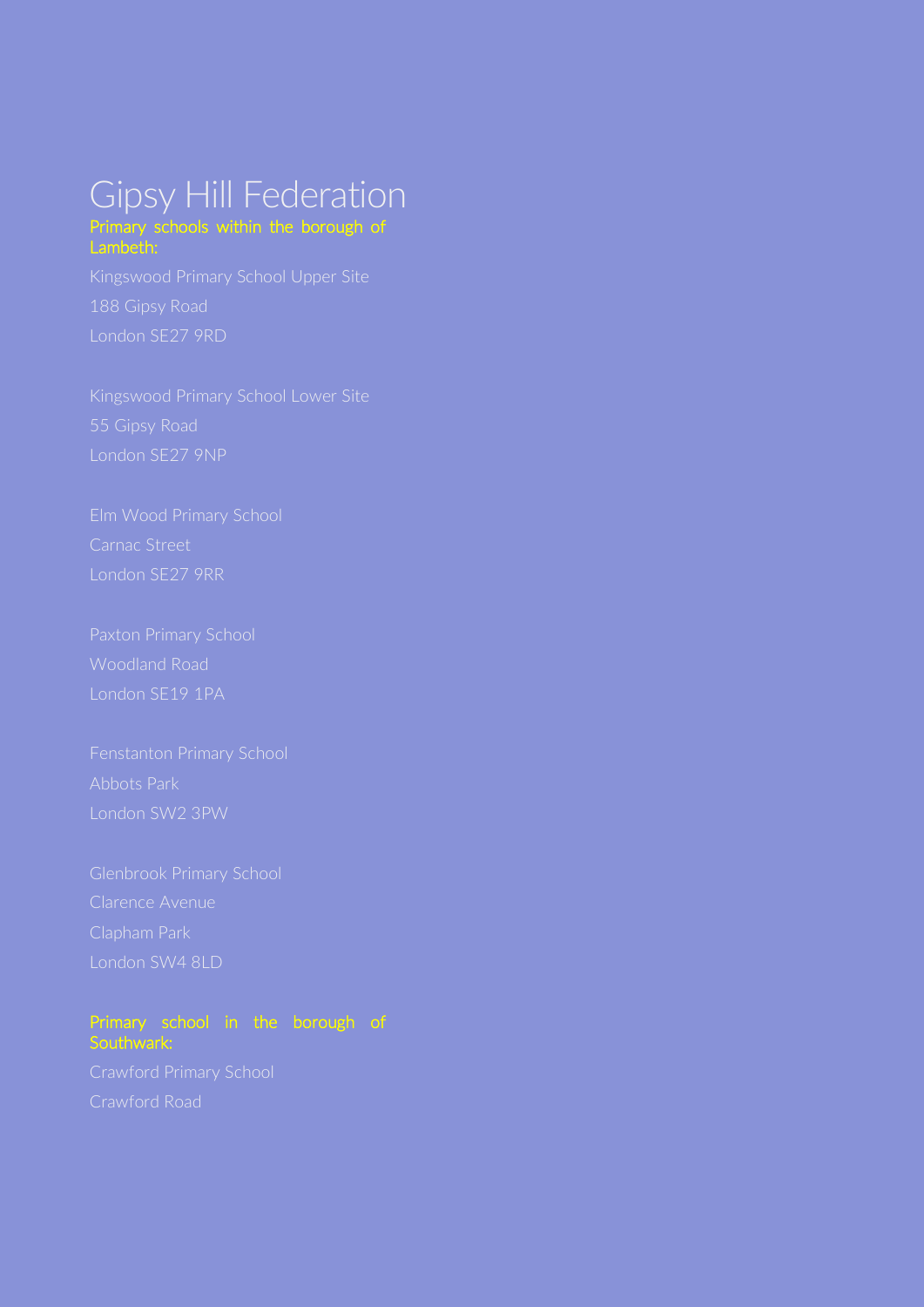# Gipsy Hill Federation

Primary schools within the borough of Lambeth:

Kingswood Primary School Upper Site
188 Gipsy Road
London SE27 9RD

Kingswood Primary School Lower Site
55 Gipsy Road
London SE27 9NP

Elm Wood Primary School
Carnac Street
London SE27 9RR

Paxton Primary School
Woodland Road
London SE19 1PA

Fenstanton Primary School
Abbots Park
London SW2 3PW

Glenbrook Primary School
Clarence Avenue
Clapham Park
London SW4 8LD

Primary school in the borough of Southwark:

Crawford Primary School
Crawford Road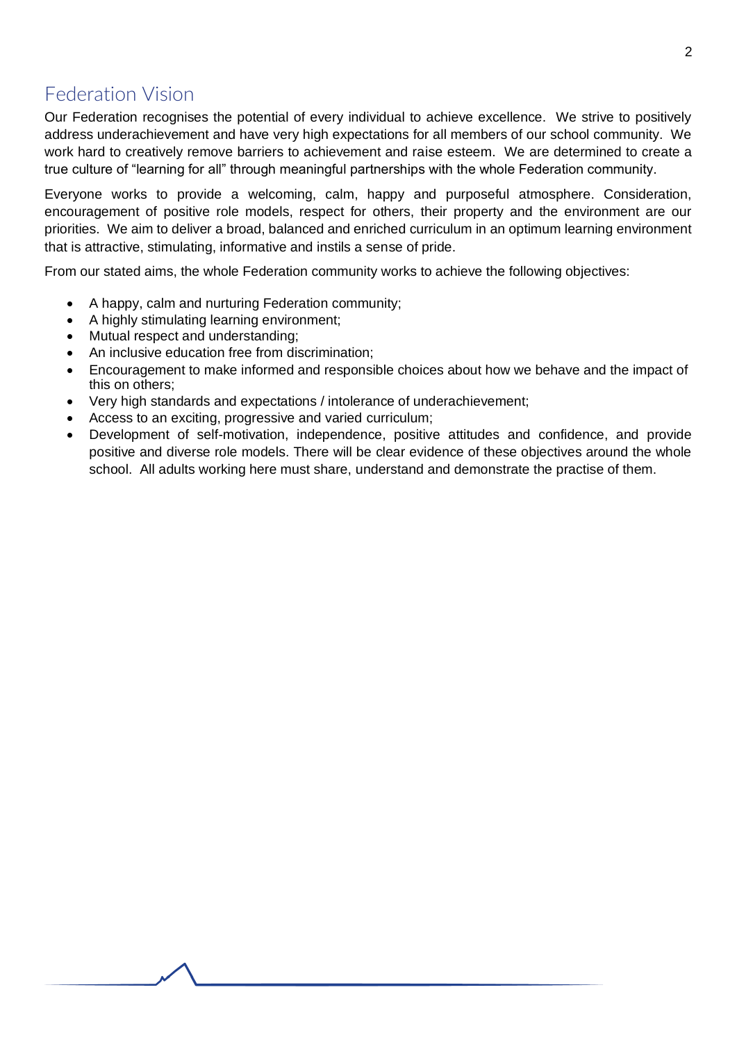## Federation Vision

Our Federation recognises the potential of every individual to achieve excellence. We strive to positively address underachievement and have very high expectations for all members of our school community. We work hard to creatively remove barriers to achievement and raise esteem. We are determined to create a true culture of "learning for all" through meaningful partnerships with the whole Federation community.

Everyone works to provide a welcoming, calm, happy and purposeful atmosphere. Consideration, encouragement of positive role models, respect for others, their property and the environment are our priorities. We aim to deliver a broad, balanced and enriched curriculum in an optimum learning environment that is attractive, stimulating, informative and instils a sense of pride.

From our stated aims, the whole Federation community works to achieve the following objectives:

- A happy, calm and nurturing Federation community;
- A highly stimulating learning environment;
- Mutual respect and understanding;
- An inclusive education free from discrimination;
- Encouragement to make informed and responsible choices about how we behave and the impact of this on others;
- Very high standards and expectations / intolerance of underachievement;
- Access to an exciting, progressive and varied curriculum;
- Development of self-motivation, independence, positive attitudes and confidence, and provide positive and diverse role models. There will be clear evidence of these objectives around the whole school. All adults working here must share, understand and demonstrate the practise of them.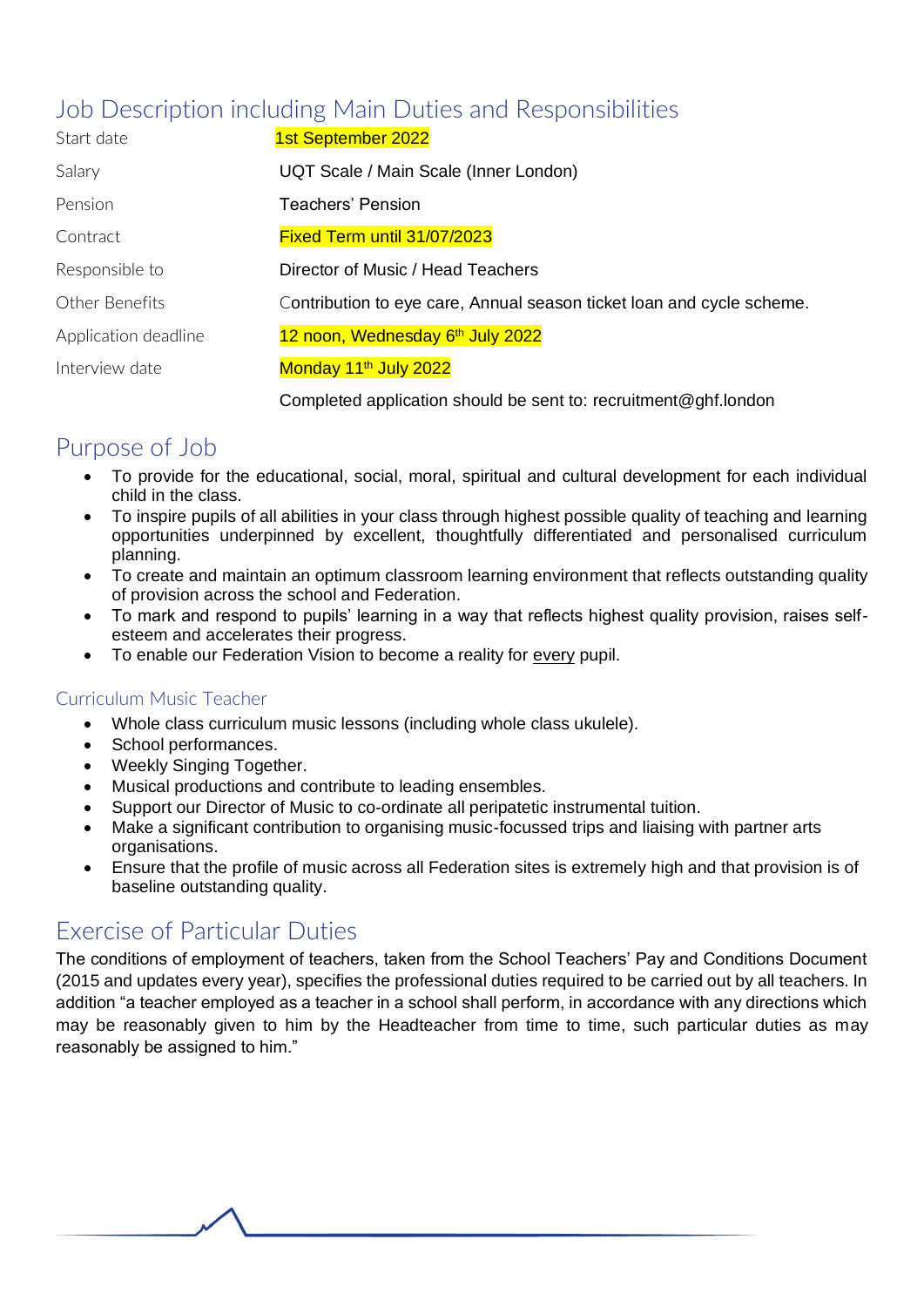# Job Description including Main Duties and Responsibilities

| | |
|---|---|
| Start date | 1st September 2022 |
| Salary | UQT Scale / Main Scale (Inner London) |
| Pension | Teachers' Pension |
| Contract | Fixed Term until 31/07/2023 |
| Responsible to | Director of Music / Head Teachers |
| Other Benefits | Contribution to eye care, Annual season ticket loan and cycle scheme. |
| Application deadline | 12 noon, Wednesday 6th July 2022 |
| Interview date | Monday 11th July 2022 |
| | Completed application should be sent to: recruitment@ghf.london |

## Purpose of Job

- To provide for the educational, social, moral, spiritual and cultural development for each individual child in the class.
- To inspire pupils of all abilities in your class through highest possible quality of teaching and learning opportunities underpinned by excellent, thoughtfully differentiated and personalised curriculum planning.
- To create and maintain an optimum classroom learning environment that reflects outstanding quality of provision across the school and Federation.
- To mark and respond to pupils' learning in a way that reflects highest quality provision, raises self-esteem and accelerates their progress.
- To enable our Federation Vision to become a reality for every pupil.

### Curriculum Music Teacher

- Whole class curriculum music lessons (including whole class ukulele).
- School performances.
- Weekly Singing Together.
- Musical productions and contribute to leading ensembles.
- Support our Director of Music to co-ordinate all peripatetic instrumental tuition.
- Make a significant contribution to organising music-focussed trips and liaising with partner arts organisations.
- Ensure that the profile of music across all Federation sites is extremely high and that provision is of baseline outstanding quality.

## Exercise of Particular Duties

The conditions of employment of teachers, taken from the School Teachers' Pay and Conditions Document (2015 and updates every year), specifies the professional duties required to be carried out by all teachers. In addition "a teacher employed as a teacher in a school shall perform, in accordance with any directions which may be reasonably given to him by the Headteacher from time to time, such particular duties as may reasonably be assigned to him."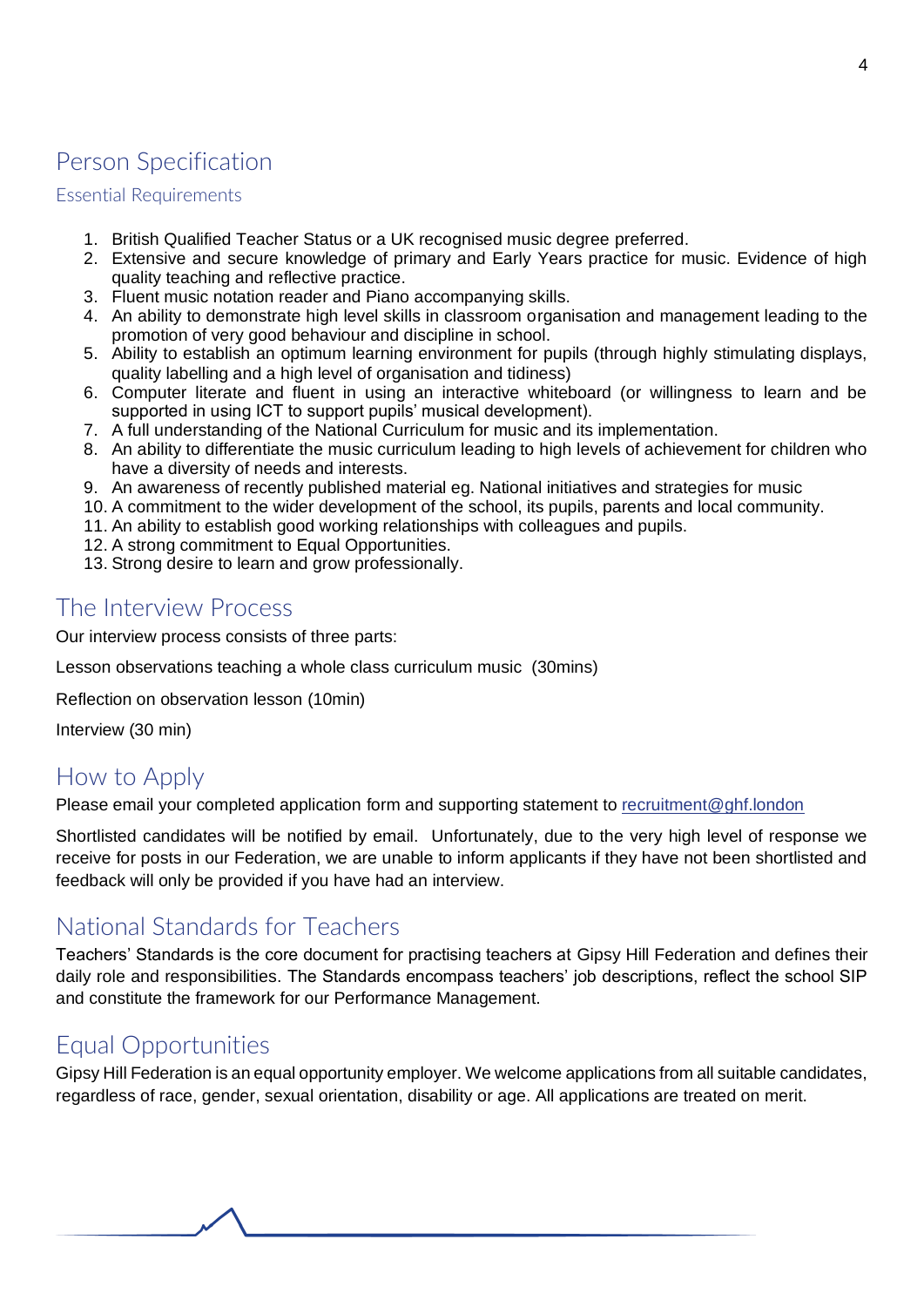## Person Specification

### Essential Requirements

1. British Qualified Teacher Status or a UK recognised music degree preferred.
2. Extensive and secure knowledge of primary and Early Years practice for music. Evidence of high quality teaching and reflective practice.
3. Fluent music notation reader and Piano accompanying skills.
4. An ability to demonstrate high level skills in classroom organisation and management leading to the promotion of very good behaviour and discipline in school.
5. Ability to establish an optimum learning environment for pupils (through highly stimulating displays, quality labelling and a high level of organisation and tidiness)
6. Computer literate and fluent in using an interactive whiteboard (or willingness to learn and be supported in using ICT to support pupils' musical development).
7. A full understanding of the National Curriculum for music and its implementation.
8. An ability to differentiate the music curriculum leading to high levels of achievement for children who have a diversity of needs and interests.
9. An awareness of recently published material eg. National initiatives and strategies for music
10. A commitment to the wider development of the school, its pupils, parents and local community.
11. An ability to establish good working relationships with colleagues and pupils.
12. A strong commitment to Equal Opportunities.
13. Strong desire to learn and grow professionally.

## The Interview Process

Our interview process consists of three parts:

Lesson observations teaching a whole class curriculum music (30mins)

Reflection on observation lesson (10min)

Interview (30 min)

## How to Apply

Please email your completed application form and supporting statement to recruitment@ghf.london

Shortlisted candidates will be notified by email. Unfortunately, due to the very high level of response we receive for posts in our Federation, we are unable to inform applicants if they have not been shortlisted and feedback will only be provided if you have had an interview.

## National Standards for Teachers

Teachers' Standards is the core document for practising teachers at Gipsy Hill Federation and defines their daily role and responsibilities. The Standards encompass teachers' job descriptions, reflect the school SIP and constitute the framework for our Performance Management.

## Equal Opportunities

Gipsy Hill Federation is an equal opportunity employer. We welcome applications from all suitable candidates, regardless of race, gender, sexual orientation, disability or age. All applications are treated on merit.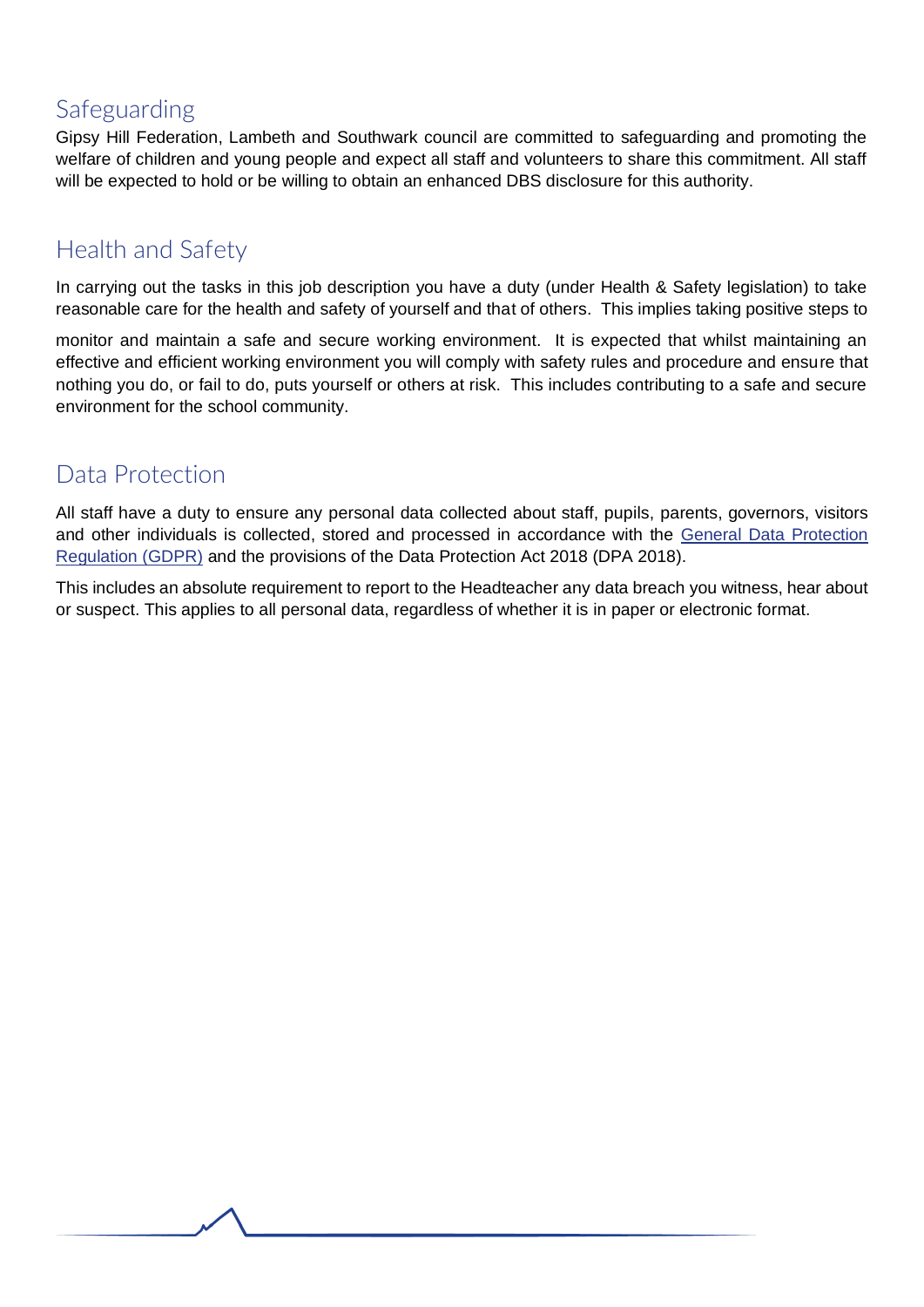## Safeguarding

Gipsy Hill Federation, Lambeth and Southwark council are committed to safeguarding and promoting the welfare of children and young people and expect all staff and volunteers to share this commitment. All staff will be expected to hold or be willing to obtain an enhanced DBS disclosure for this authority.

## Health and Safety

In carrying out the tasks in this job description you have a duty (under Health & Safety legislation) to take reasonable care for the health and safety of yourself and that of others. This implies taking positive steps to monitor and maintain a safe and secure working environment. It is expected that whilst maintaining an effective and efficient working environment you will comply with safety rules and procedure and ensure that nothing you do, or fail to do, puts yourself or others at risk. This includes contributing to a safe and secure environment for the school community.

## Data Protection

All staff have a duty to ensure any personal data collected about staff, pupils, parents, governors, visitors and other individuals is collected, stored and processed in accordance with the General Data Protection Regulation (GDPR) and the provisions of the Data Protection Act 2018 (DPA 2018).

This includes an absolute requirement to report to the Headteacher any data breach you witness, hear about or suspect. This applies to all personal data, regardless of whether it is in paper or electronic format.